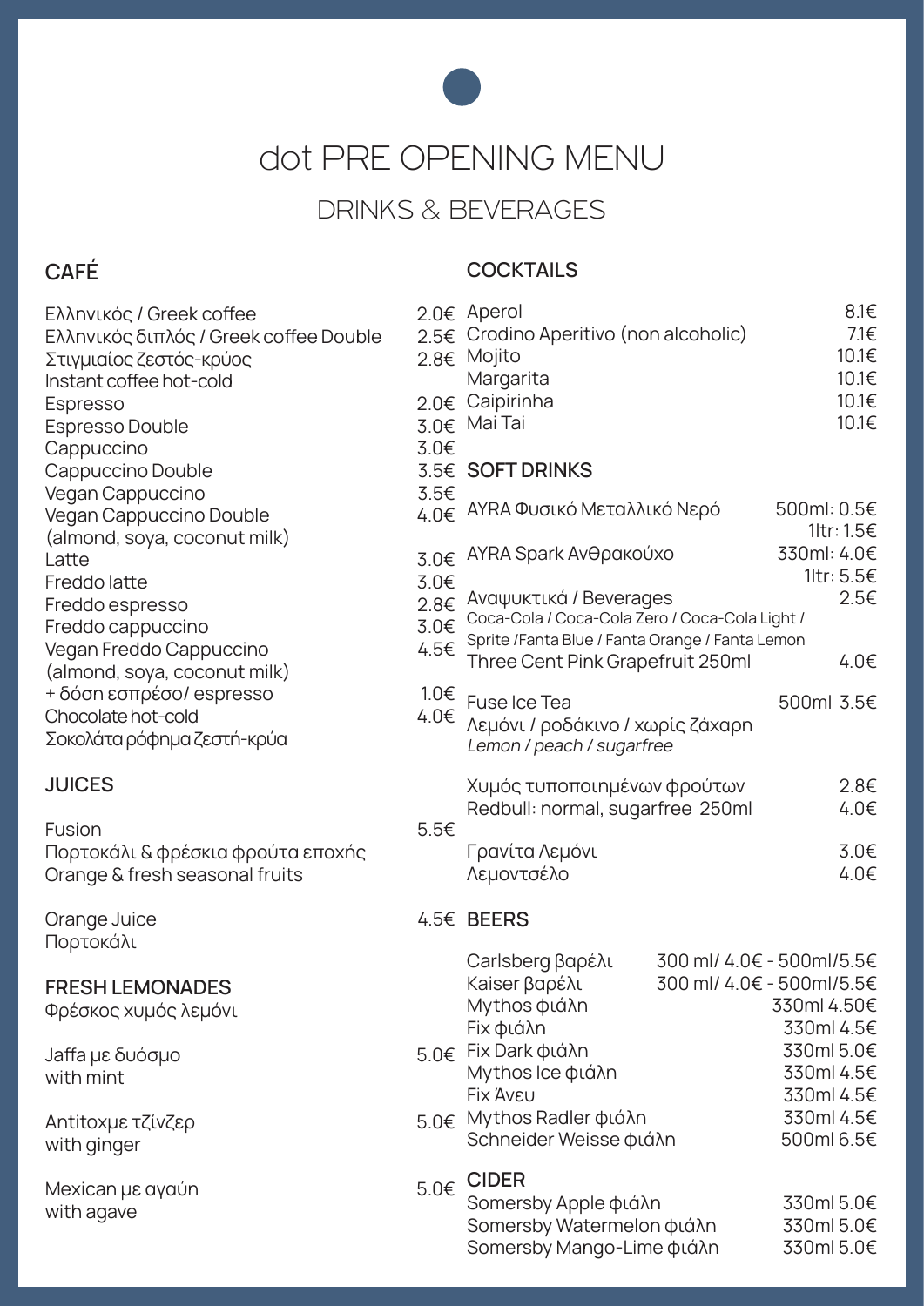# dot PRE OPENING MENU

## DRINKS & BEVERAGES

### CAFÉ

| Item | Price |
|---|---|
| Ελληνικός / Greek coffee | 2.0€ |
| Ελληνικός διπλός / Greek coffee Double | 2.5€ |
| Στιγμιαίος ζεστός-κρύος<br>Instant coffee hot-cold | 2.8€ |
| Espresso | 2.0€ |
| Espresso Double | 3.0€ |
| Cappuccino | 3.0€ |
| Cappuccino Double | 3.5€ |
| Vegan Cappuccino | 3.5€ |
| Vegan Cappuccino Double<br>(almond, soya, coconut milk) | 4.0€ |
| Latte | 3.0€ |
| Freddo latte | 3.0€ |
| Freddo espresso | 2.8€ |
| Freddo cappuccino | 3.0€ |
| Vegan Freddo Cappuccino<br>(almond, soya, coconut milk) | 4.5€ |
| + δόση εσπρέσο/ espresso | 1.0€ |
| Chocolate hot-cold<br>Σοκολάτα ρόφημα ζεστή-κρύα | 4.0€ |

### JUICES

| Item | Price |
|---|---|
| Fusion<br>Πορτοκάλι & φρέσκια φρούτα εποχής<br>Orange & fresh seasonal fruits | 5.5€ |
| Orange Juice<br>Πορτοκάλι | 4.5€ |

### FRESH LEMONADES

Φρέσκος χυμός λεμόνι

| Item | Price |
|---|---|
| Jaffa με δυόσμο<br>with mint | 5.0€ |
| Antitoxμε τζίνζερ<br>with ginger | 5.0€ |
| Mexican με αγαύη<br>with agave | 5.0€ |

### COCKTAILS

| Item | Price |
|---|---|
| Aperol | 8.1€ |
| Crodino Aperitivo (non alcoholic) | 7.1€ |
| Mojito | 10.1€ |
| Margarita | 10.1€ |
| Caipirinha | 10.1€ |
| Mai Tai | 10.1€ |

### SOFT DRINKS

| Item | Price |
|---|---|
| AYRA Φυσικό Μεταλλικό Νερό | 500ml: 0.5€<br>1ltr: 1.5€ |
| AYRA Spark Ανθρακούχο | 330ml: 4.0€<br>1ltr: 5.5€ |
| Αναψυκτικά / Beverages<br>Coca-Cola / Coca-Cola Zero / Coca-Cola Light / Sprite /Fanta Blue / Fanta Orange / Fanta Lemon | 2.5€ |
| Three Cent Pink Grapefruit 250ml | 4.0€ |
| Fuse Ice Tea<br>Λεμόνι / ροδάκινο / χωρίς ζάχαρη<br>*Lemon / peach / sugarfree* | 500ml 3.5€ |
| Χυμός τυποποιημένων φρούτων | 2.8€ |
| Redbull: normal, sugarfree 250ml | 4.0€ |
| Γρανίτα Λεμόνι | 3.0€ |
| Λεμοντσέλο | 4.0€ |

### BEERS

| Item | Price |
|---|---|
| Carlsberg βαρέλι | 300 ml/ 4.0€ - 500ml/5.5€ |
| Kaiser βαρέλι | 300 ml/ 4.0€ - 500ml/5.5€ |
| Mythos φιάλη | 330ml 4.50€ |
| Fix φιάλη | 330ml 4.5€ |
| Fix Dark φιάλη | 330ml 5.0€ |
| Mythos Ice φιάλη | 330ml 4.5€ |
| Fix Άνευ | 330ml 4.5€ |
| Mythos Radler φιάλη | 330ml 4.5€ |
| Schneider Weisse φιάλη | 500ml 6.5€ |

### CIDER

| Item | Price |
|---|---|
| Somersby Apple φιάλη | 330ml 5.0€ |
| Somersby Watermelon φιάλη | 330ml 5.0€ |
| Somersby Mango-Lime φιάλη | 330ml 5.0€ |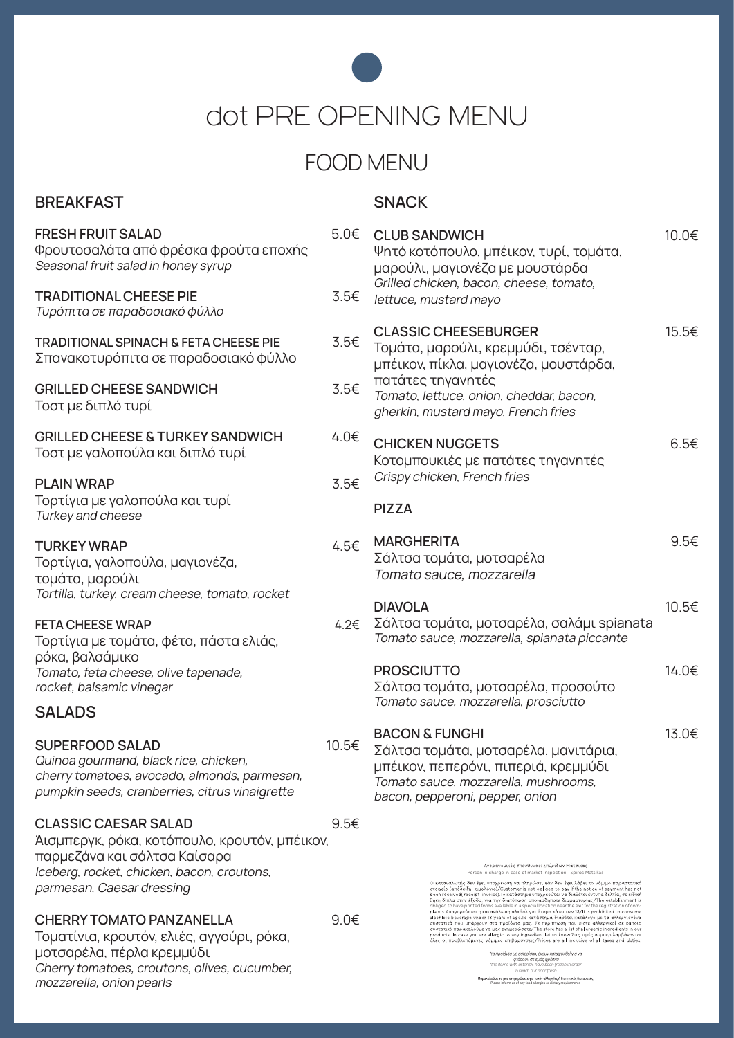# dot PRE OPENING MENU

## FOOD MENU

### BREAKFAST

**FRESH FRUIT SALAD** 5.0€
Φρουτοσαλάτα από φρέσκα φρούτα εποχής
*Seasonal fruit salad in honey syrup*

**TRADITIONAL CHEESE PIE** 3.5€
*Τυρόπιτα σε παραδοσιακό φύλλο*

**TRADITIONAL SPINACH & FETA CHEESE PIE** 3.5€
Σπανακοτυρόπιτα σε παραδοσιακό φύλλο

**GRILLED CHEESE SANDWICH** 3.5€
Τοστ με διπλό τυρί

**GRILLED CHEESE & TURKEY SANDWICH** 4.0€
Τοστ με γαλοπούλα και διπλό τυρί

**PLAIN WRAP** 3.5€
Τορτίγια με γαλοπούλα και τυρί
*Turkey and cheese*

**TURKEY WRAP** 4.5€
Τορτίγια, γαλοπούλα, μαγιονέζα, τομάτα, μαρούλι
*Tortilla, turkey, cream cheese, tomato, rocket*

**FETA CHEESE WRAP** 4.2€
Τορτίγια με τομάτα, φέτα, πάστα ελιάς, ρόκα, βαλσάμικο
*Tomato, feta cheese, olive tapenade, rocket, balsamic vinegar*

### SALADS

**SUPERFOOD SALAD** 10.5€
*Quinoa gourmand, black rice, chicken, cherry tomatoes, avocado, almonds, parmesan, pumpkin seeds, cranberries, citrus vinaigrette*

**CLASSIC CAESAR SALAD** 9.5€
Άισμπεργκ, ρόκα, κοτόπουλο, κρουτόν, μπέικον, παρμεζάνα και σάλτσα Καίσαρα
*Iceberg, rocket, chicken, bacon, croutons, parmesan, Caesar dressing*

**CHERRY TOMATO PANZANELLA** 9.0€
Τοματίνια, κρουτόν, ελιές, αγγούρι, ρόκα, μοτσαρέλα, πέρλα κρεμμύδι
*Cherry tomatoes, croutons, olives, cucumber, mozzarella, onion pearls*

### SNACK

**CLUB SANDWICH** 10.0€
Ψητό κοτόπουλο, μπέικον, τυρί, τομάτα, μαρούλι, μαγιονέζα με μουστάρδα
*Grilled chicken, bacon, cheese, tomato, lettuce, mustard mayo*

**CLASSIC CHEESEBURGER** 15.5€
Τομάτα, μαρούλι, κρεμμύδι, τσένταρ, μπέικον, πίκλα, μαγιονέζα, μουστάρδα, πατάτες τηγανητές
*Tomato, lettuce, onion, cheddar, bacon, gherkin, mustard mayo, French fries*

**CHICKEN NUGGETS** 6.5€
Κοτομπουκιές με πατάτες τηγανητές
*Crispy chicken, French fries*

### PIZZA

**MARGHERITA** 9.5€
Σάλτσα τομάτα, μοτσαρέλα
*Tomato sauce, mozzarella*

**DIAVOLA** 10.5€
Σάλτσα τομάτα, μοτσαρέλα, σαλάμι spianata
*Tomato sauce, mozzarella, spianata piccante*

**PROSCIUTTO** 14.0€
Σάλτσα τομάτα, μοτσαρέλα, προσούτο
*Tomato sauce, mozzarella, prosciutto*

**BACON & FUNGHI** 13.0€
Σάλτσα τομάτα, μοτσαρέλα, μανιτάρια, μπέικον, πεπερόνι, πιπεριά, κρεμμύδι
*Tomato sauce, mozzarella, mushrooms, bacon, pepperoni, pepper, onion*

Αγορανομικός Υπεύθυνος: Σπύριδων Ματσίκας
Person in charge in case of market inspection: Spiros Matsikas

Ο καταναλωτής δεν έχει υποχρέωση να πληρώσει εάν δεν έχει λάβει το νόμιμο παραστατικό στοιχείο (απόδειξη- τιμολόγιο)/Customer is not obliged to pay if the notice of payment has not been received( receipt- invoice).Το κατάστημα υποχρεούται να διαθέτει έντυπα δελτία, σε ειδική θήκη δίπλα στην έξοδο, για την διατύπωση οποιασδήποτε διαμαρτυρίας/The establishment is obliged to have printed forms available in a special location near the exit for the registration of complaints.Απαγορεύεται η κατανάλωση αλκοόλ για άτομα κάτω των 18/It is prohibited to consume alcoholic beverage under 18 years of age.Το κατάστημα διαθέτει κατάλογο με τα αλλεργιογόνα συστατικά που υπάρχουν στα προϊόντα μας. Σε περίπτωση που είστε αλλεργικοί σε κάποιο συστατικό παρακαλούμε να μας ενημερώσετε/The store has a list of allergenic ingredients in our products. In case you are allergic to any ingredient let us know.Στις τιμές συμπεριλαμβάνονται όλες οι προβλεπόμενες νόμιμες επιβαρύνσεις/Prices are all inclusive of all taxes and duties.

*Τα προϊόντα με αστερίσκο, έχουν καταψυχθεί για να φτάσουν σε εμάς φρέσκα*
*The items with asterisk, have been frozen in order to reach our door fresh*

**Παρακαλούμε να μας ενημερώσετε για τυχόν αλλεργίες ή διατροφικές διαταραχές**
**Please inform us of any food allergies or dietary requirements**